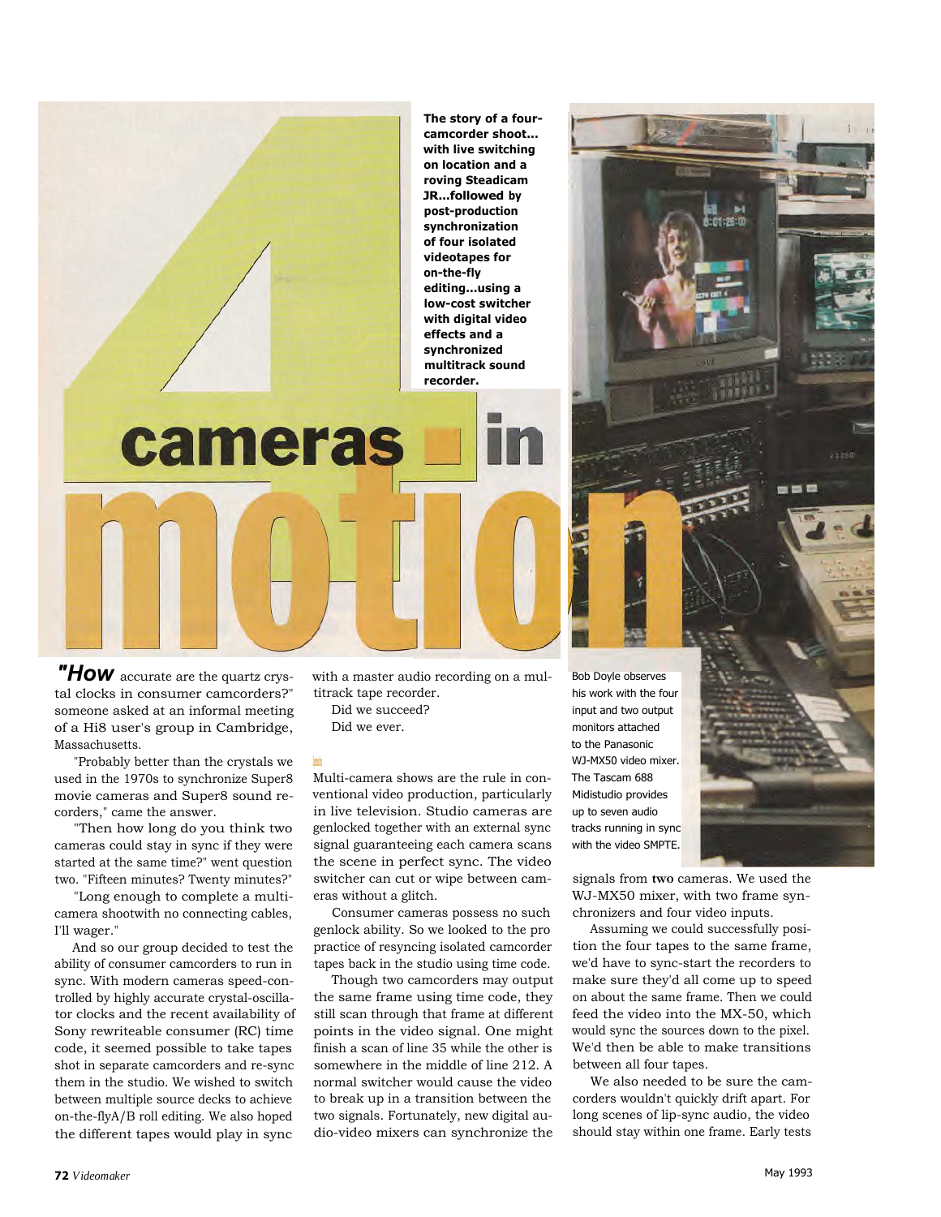# 4 cameras in motion

**The story of a four-camcorder shoot... with live switching on location and a roving Steadicam JR...followed by post-production synchronization of four isolated videotapes for on-the-fly editing...using a low-cost switcher with digital video effects and a synchronized multitrack sound recorder.**

Bob Doyle observes his work with the four input and two output monitors attached to the Panasonic WJ-MX50 video mixer. The Tascam 688 Midistudio provides up to seven audio tracks running in sync with the video SMPTE.

***"How*** accurate are the quartz crystal clocks in consumer camcorders?" someone asked at an informal meeting of a Hi8 user's group in Cambridge, Massachusetts.

"Probably better than the crystals we used in the 1970s to synchronize Super8 movie cameras and Super8 sound recorders," came the answer.

"Then how long do you think two cameras could stay in sync if they were started at the same time?" went question two. "Fifteen minutes? Twenty minutes?"

"Long enough to complete a multicamera shootwith no connecting cables, I'll wager."

And so our group decided to test the ability of consumer camcorders to run in sync. With modern cameras speed-controlled by highly accurate crystal-oscillator clocks and the recent availability of Sony rewriteable consumer (RC) time code, it seemed possible to take tapes shot in separate camcorders and re-sync them in the studio. We wished to switch between multiple source decks to achieve on-the-flyA/B roll editing. We also hoped the different tapes would play in sync with a master audio recording on a multitrack tape recorder.

Did we succeed?

Did we ever.

Multi-camera shows are the rule in conventional video production, particularly in live television. Studio cameras are genlocked together with an external sync signal guaranteeing each camera scans the scene in perfect sync. The video switcher can cut or wipe between cameras without a glitch.

Consumer cameras possess no such genlock ability. So we looked to the pro practice of resyncing isolated camcorder tapes back in the studio using time code.

Though two camcorders may output the same frame using time code, they still scan through that frame at different points in the video signal. One might finish a scan of line 35 while the other is somewhere in the middle of line 212. A normal switcher would cause the video to break up in a transition between the two signals. Fortunately, new digital audio-video mixers can synchronize the signals from **two** cameras. We used the WJ-MX50 mixer, with two frame synchronizers and four video inputs.

Assuming we could successfully position the four tapes to the same frame, we'd have to sync-start the recorders to make sure they'd all come up to speed on about the same frame. Then we could feed the video into the MX-50, which would sync the sources down to the pixel. We'd then be able to make transitions between all four tapes.

We also needed to be sure the camcorders wouldn't quickly drift apart. For long scenes of lip-sync audio, the video should stay within one frame. Early tests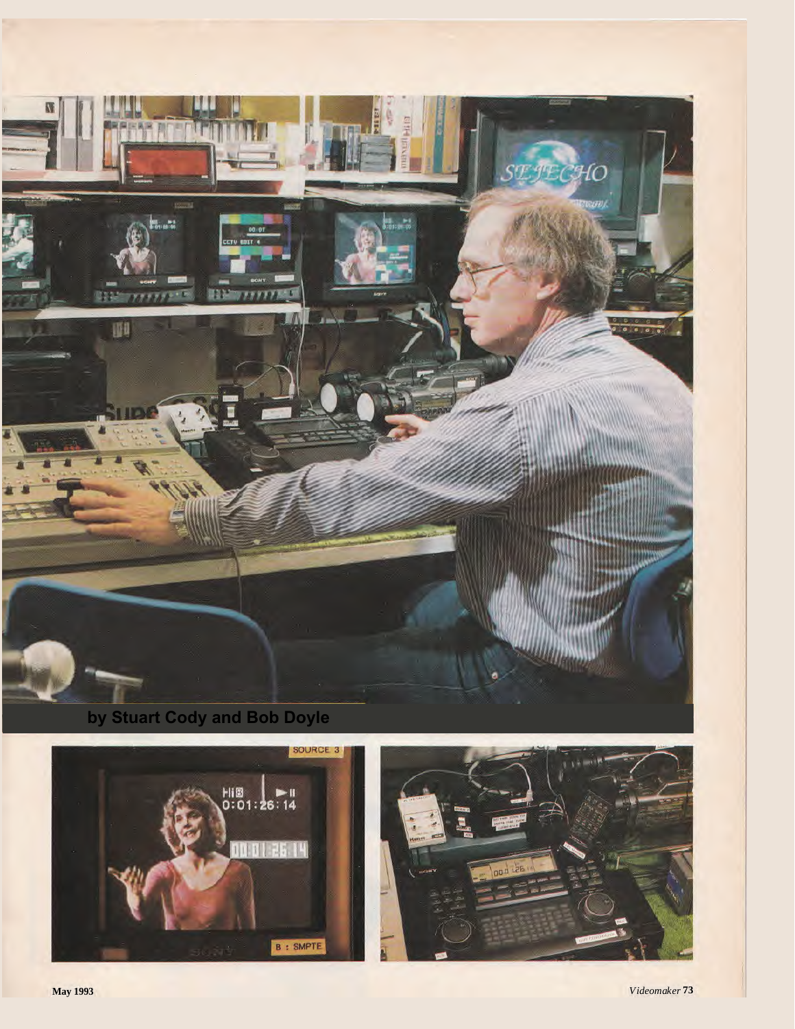by Stuart Cody and Bob Doyle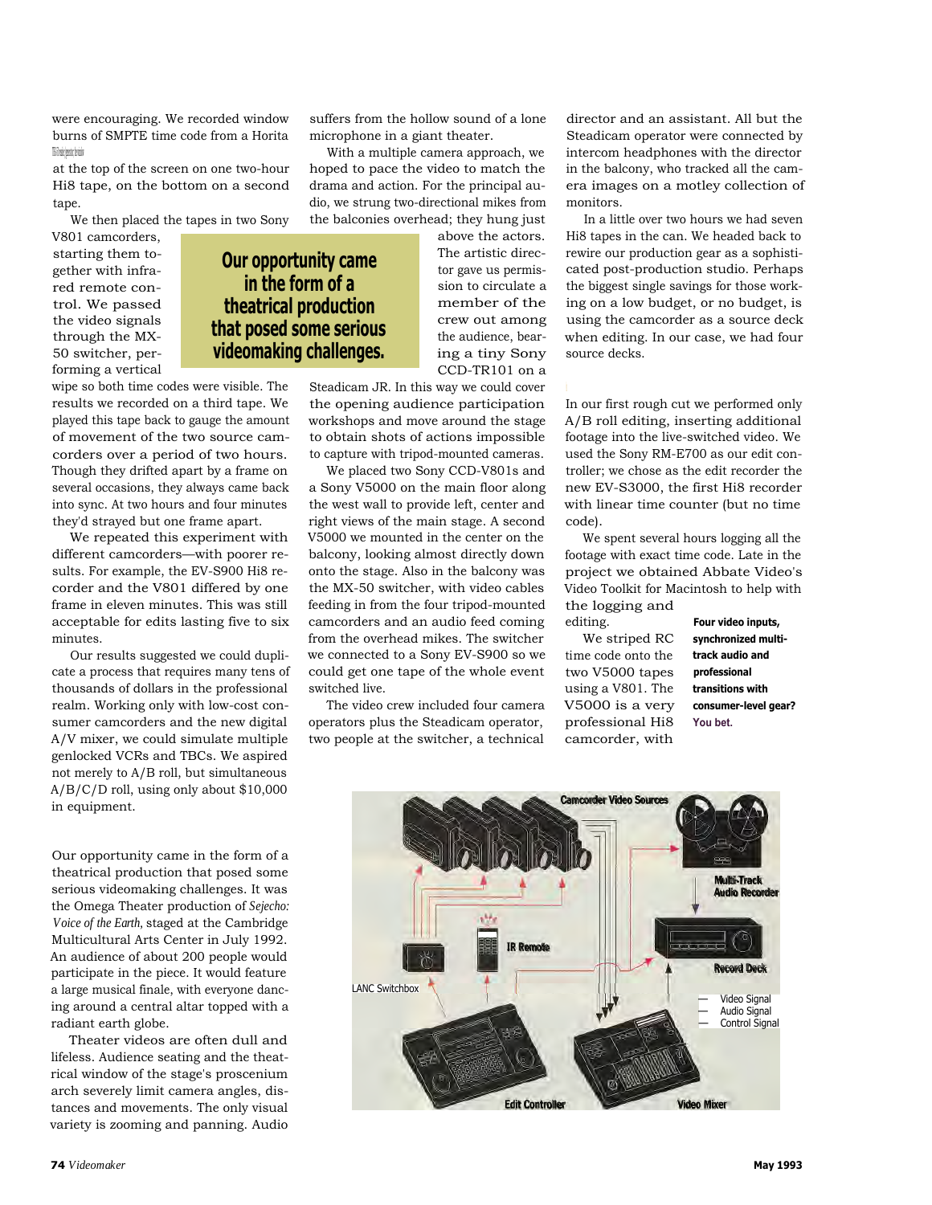were encouraging. We recorded window burns of SMPTE time code from a Horita

at the top of the screen on one two-hour Hi8 tape, on the bottom on a second tape.

We then placed the tapes in two Sony V801 camcorders, starting them together with infrared remote control. We passed the video signals through the MX-50 switcher, performing a vertical wipe so both time codes were visible. The results we recorded on a third tape. We played this tape back to gauge the amount of movement of the two source camcorders over a period of two hours. Though they drifted apart by a frame on several occasions, they always came back into sync. At two hours and four minutes they'd strayed but one frame apart.

We repeated this experiment with different camcorders—with poorer results. For example, the EV-S900 Hi8 recorder and the V801 differed by one frame in eleven minutes. This was still acceptable for edits lasting five to six minutes.

Our results suggested we could duplicate a process that requires many tens of thousands of dollars in the professional realm. Working only with low-cost consumer camcorders and the new digital A/V mixer, we could simulate multiple genlocked VCRs and TBCs. We aspired not merely to A/B roll, but simultaneous A/B/C/D roll, using only about $10,000 in equipment.

Our opportunity came in the form of a theatrical production that posed some serious videomaking challenges. It was the Omega Theater production of *Sejecho: Voice of the Earth,* staged at the Cambridge Multicultural Arts Center in July 1992. An audience of about 200 people would participate in the piece. It would feature a large musical finale, with everyone dancing around a central altar topped with a radiant earth globe.

Theater videos are often dull and lifeless. Audience seating and the theatrical window of the stage's proscenium arch severely limit camera angles, distances and movements. The only visual variety is zooming and panning. Audio suffers from the hollow sound of a lone microphone in a giant theater.

**Our opportunity came in the form of a theatrical production that posed some serious videomaking challenges.**

With a multiple camera approach, we hoped to pace the video to match the drama and action. For the principal audio, we strung two-directional mikes from the balconies overhead; they hung just above the actors. The artistic director gave us permission to circulate a member of the crew out among the audience, bearing a tiny Sony CCD-TR101 on a Steadicam JR. In this way we could cover the opening audience participation workshops and move around the stage to obtain shots of actions impossible to capture with tripod-mounted cameras.

We placed two Sony CCD-V801s and a Sony V5000 on the main floor along the west wall to provide left, center and right views of the main stage. A second V5000 we mounted in the center on the balcony, looking almost directly down onto the stage. Also in the balcony was the MX-50 switcher, with video cables feeding in from the four tripod-mounted camcorders and an audio feed coming from the overhead mikes. The switcher we connected to a Sony EV-S900 so we could get one tape of the whole event switched live.

The video crew included four camera operators plus the Steadicam operator, two people at the switcher, a technical director and an assistant. All but the Steadicam operator were connected by intercom headphones with the director in the balcony, who tracked all the camera images on a motley collection of monitors.

In a little over two hours we had seven Hi8 tapes in the can. We headed back to rewire our production gear as a sophisticated post-production studio. Perhaps the biggest single savings for those working on a low budget, or no budget, is using the camcorder as a source deck when editing. In our case, we had four source decks.

In our first rough cut we performed only A/B roll editing, inserting additional footage into the live-switched video. We used the Sony RM-E700 as our edit controller; we chose as the edit recorder the new EV-S3000, the first Hi8 recorder with linear time counter (but no time code).

We spent several hours logging all the footage with exact time code. Late in the project we obtained Abbate Video's Video Toolkit for Macintosh to help with the logging and editing.

**Four video inputs, synchronized multi-track audio and professional transitions with consumer-level gear? You bet.**

We striped RC time code onto the two V5000 tapes using a V801. The V5000 is a very professional Hi8 camcorder, with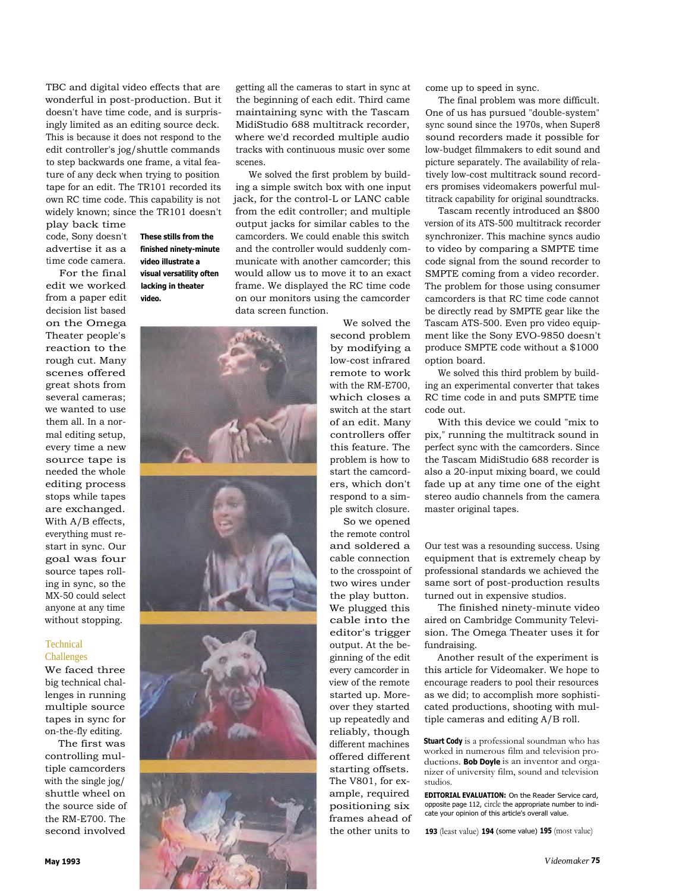TBC and digital video effects that are wonderful in post-production. But it doesn't have time code, and is surprisingly limited as an editing source deck. This is because it does not respond to the edit controller's jog/shuttle commands to step backwards one frame, a vital feature of any deck when trying to position tape for an edit. The TR101 recorded its own RC time code. This capability is not widely known; since the TR101 doesn't play back time code, Sony doesn't advertise it as a time code camera.

For the final edit we worked from a paper edit decision list based on the Omega Theater people's reaction to the rough cut. Many scenes offered great shots from several cameras; we wanted to use them all. In a normal editing setup, every time a new source tape is needed the whole editing process stops while tapes are exchanged. With A/B effects, everything must restart in sync. Our goal was four source tapes rolling in sync, so the MX-50 could select anyone at any time without stopping.

**These stills from the finished ninety-minute video illustrate a visual versatility often lacking in theater video.**

## Technical Challenges

We faced three big technical challenges in running multiple source tapes in sync for on-the-fly editing.

The first was controlling multiple camcorders with the single jog/shuttle wheel on the source side of the RM-E700. The second involved getting all the cameras to start in sync at the beginning of each edit. Third came maintaining sync with the Tascam MidiStudio 688 multitrack recorder, where we'd recorded multiple audio tracks with continuous music over some scenes.

We solved the first problem by building a simple switch box with one input jack, for the control-L or LANC cable from the edit controller; and multiple output jacks for similar cables to the camcorders. We could enable this switch and the controller would suddenly communicate with another camcorder; this would allow us to move it to an exact frame. We displayed the RC time code on our monitors using the camcorder data screen function.

We solved the second problem by modifying a low-cost infrared remote to work with the RM-E700, which closes a switch at the start of an edit. Many controllers offer this feature. The problem is how to start the camcorders, which don't respond to a simple switch closure.

So we opened the remote control and soldered a cable connection to the crosspoint of two wires under the play button. We plugged this cable into the editor's trigger output. At the beginning of the edit every camcorder in view of the remote started up. Moreover they started up repeatedly and reliably, though different machines offered different starting offsets. The V801, for example, required positioning six frames ahead of the other units to come up to speed in sync.

The final problem was more difficult. One of us has pursued "double-system" sync sound since the 1970s, when Super8 sound recorders made it possible for low-budget filmmakers to edit sound and picture separately. The availability of relatively low-cost multitrack sound recorders promises videomakers powerful multitrack capability for original soundtracks.

Tascam recently introduced an $800 version of its ATS-500 multitrack recorder synchronizer. This machine syncs audio to video by comparing a SMPTE time code signal from the sound recorder to SMPTE coming from a video recorder. The problem for those using consumer camcorders is that RC time code cannot be directly read by SMPTE gear like the Tascam ATS-500. Even pro video equipment like the Sony EVO-9850 doesn't produce SMPTE code without a $1000 option board.

We solved this third problem by building an experimental converter that takes RC time code in and puts SMPTE time code out.

With this device we could "mix to pix," running the multitrack sound in perfect sync with the camcorders. Since the Tascam MidiStudio 688 recorder is also a 20-input mixing board, we could fade up at any time one of the eight stereo audio channels from the camera master original tapes.

Our test was a resounding success. Using equipment that is extremely cheap by professional standards we achieved the same sort of post-production results turned out in expensive studios.

The finished ninety-minute video aired on Cambridge Community Television. The Omega Theater uses it for fundraising.

Another result of the experiment is this article for Videomaker. We hope to encourage readers to pool their resources as we did; to accomplish more sophisticated productions, shooting with multiple cameras and editing A/B roll.

**Stuart Cody** is a professional soundman who has worked in numerous film and television productions. **Bob Doyle** is an inventor and organizer of university film, sound and television studios.

**EDITORIAL EVALUATION:** On the Reader Service card, opposite page 112, circle the appropriate number to indicate your opinion of this article's overall value.

**193** (least value) **194** (some value) **195** (most value)